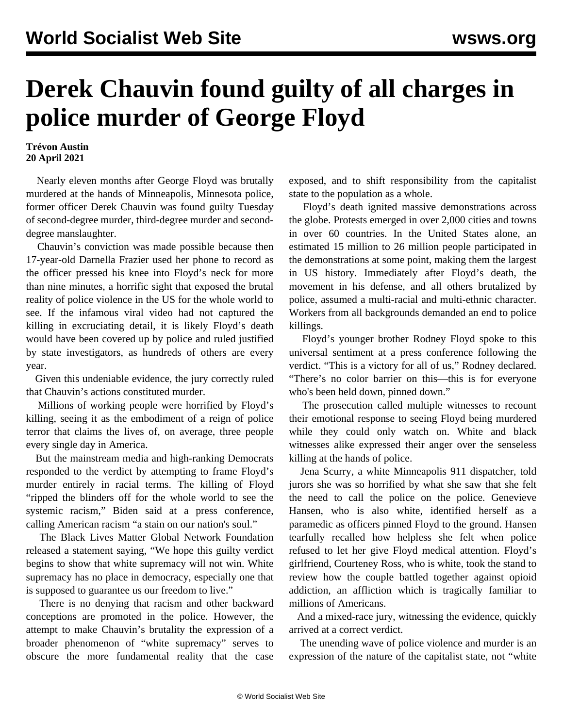# Derek Chauvin found guilty of all charges in police murder of George Floyd

**Trévon Austin**
**20 April 2021**

Nearly eleven months after George Floyd was brutally murdered at the hands of Minneapolis, Minnesota police, former officer Derek Chauvin was found guilty Tuesday of second-degree murder, third-degree murder and second-degree manslaughter.

Chauvin's conviction was made possible because then 17-year-old Darnella Frazier used her phone to record as the officer pressed his knee into Floyd's neck for more than nine minutes, a horrific sight that exposed the brutal reality of police violence in the US for the whole world to see. If the infamous viral video had not captured the killing in excruciating detail, it is likely Floyd's death would have been covered up by police and ruled justified by state investigators, as hundreds of others are every year.

Given this undeniable evidence, the jury correctly ruled that Chauvin's actions constituted murder.

Millions of working people were horrified by Floyd's killing, seeing it as the embodiment of a reign of police terror that claims the lives of, on average, three people every single day in America.

But the mainstream media and high-ranking Democrats responded to the verdict by attempting to frame Floyd's murder entirely in racial terms. The killing of Floyd "ripped the blinders off for the whole world to see the systemic racism," Biden said at a press conference, calling American racism "a stain on our nation's soul."

The Black Lives Matter Global Network Foundation released a statement saying, "We hope this guilty verdict begins to show that white supremacy will not win. White supremacy has no place in democracy, especially one that is supposed to guarantee us our freedom to live."

There is no denying that racism and other backward conceptions are promoted in the police. However, the attempt to make Chauvin's brutality the expression of a broader phenomenon of "white supremacy" serves to obscure the more fundamental reality that the case exposed, and to shift responsibility from the capitalist state to the population as a whole.

Floyd's death ignited massive demonstrations across the globe. Protests emerged in over 2,000 cities and towns in over 60 countries. In the United States alone, an estimated 15 million to 26 million people participated in the demonstrations at some point, making them the largest in US history. Immediately after Floyd's death, the movement in his defense, and all others brutalized by police, assumed a multi-racial and multi-ethnic character. Workers from all backgrounds demanded an end to police killings.

Floyd's younger brother Rodney Floyd spoke to this universal sentiment at a press conference following the verdict. "This is a victory for all of us," Rodney declared. "There's no color barrier on this—this is for everyone who's been held down, pinned down."

The prosecution called multiple witnesses to recount their emotional response to seeing Floyd being murdered while they could only watch on. White and black witnesses alike expressed their anger over the senseless killing at the hands of police.

Jena Scurry, a white Minneapolis 911 dispatcher, told jurors she was so horrified by what she saw that she felt the need to call the police on the police. Genevieve Hansen, who is also white, identified herself as a paramedic as officers pinned Floyd to the ground. Hansen tearfully recalled how helpless she felt when police refused to let her give Floyd medical attention. Floyd's girlfriend, Courteney Ross, who is white, took the stand to review how the couple battled together against opioid addiction, an affliction which is tragically familiar to millions of Americans.

And a mixed-race jury, witnessing the evidence, quickly arrived at a correct verdict.

The unending wave of police violence and murder is an expression of the nature of the capitalist state, not "white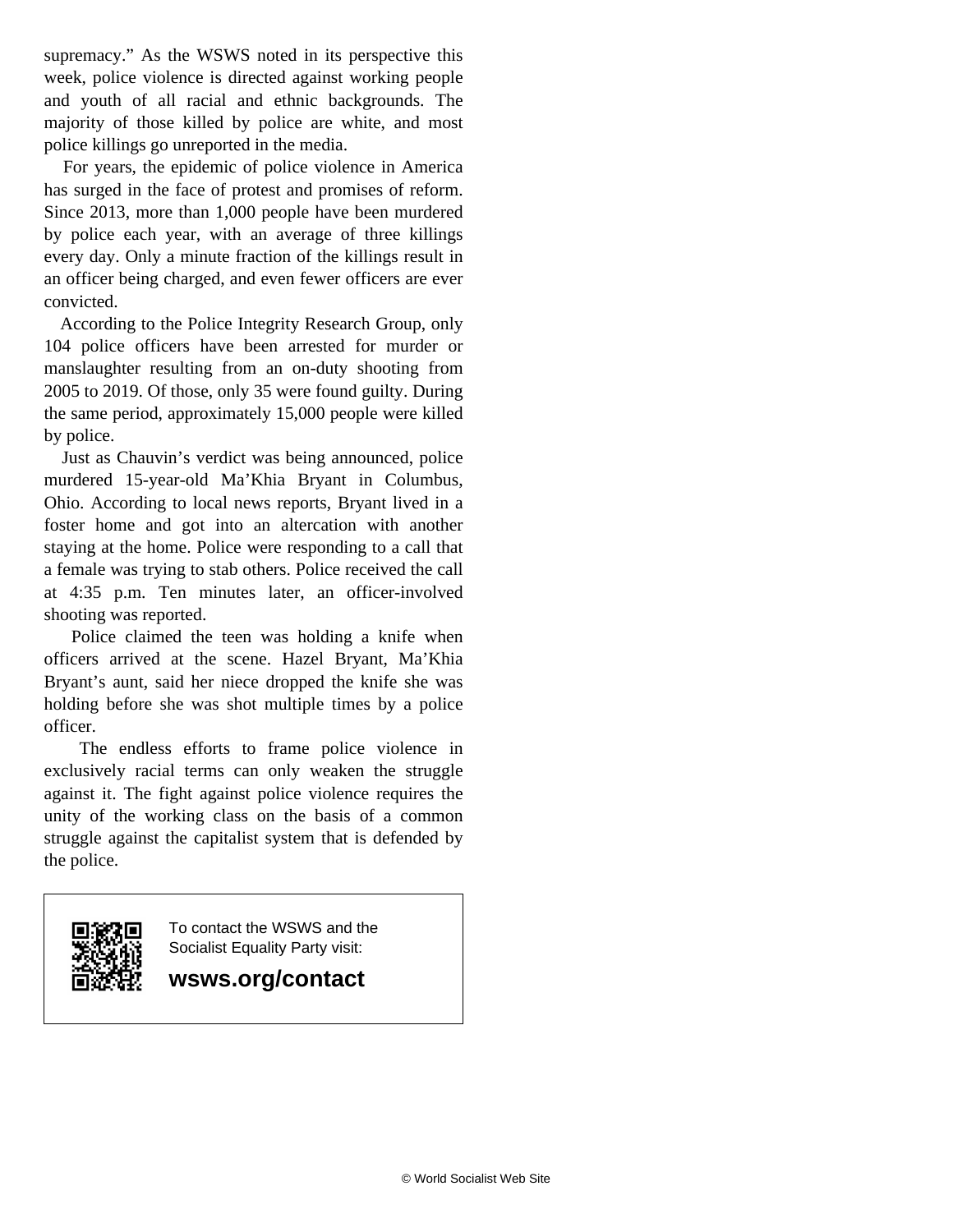supremacy.” As the WSWS noted in its perspective this week, police violence is directed against working people and youth of all racial and ethnic backgrounds. The majority of those killed by police are white, and most police killings go unreported in the media.

For years, the epidemic of police violence in America has surged in the face of protest and promises of reform. Since 2013, more than 1,000 people have been murdered by police each year, with an average of three killings every day. Only a minute fraction of the killings result in an officer being charged, and even fewer officers are ever convicted.

According to the Police Integrity Research Group, only 104 police officers have been arrested for murder or manslaughter resulting from an on-duty shooting from 2005 to 2019. Of those, only 35 were found guilty. During the same period, approximately 15,000 people were killed by police.

Just as Chauvin’s verdict was being announced, police murdered 15-year-old Ma’Khia Bryant in Columbus, Ohio. According to local news reports, Bryant lived in a foster home and got into an altercation with another staying at the home. Police were responding to a call that a female was trying to stab others. Police received the call at 4:35 p.m. Ten minutes later, an officer-involved shooting was reported.

Police claimed the teen was holding a knife when officers arrived at the scene. Hazel Bryant, Ma’Khia Bryant’s aunt, said her niece dropped the knife she was holding before she was shot multiple times by a police officer.

The endless efforts to frame police violence in exclusively racial terms can only weaken the struggle against it. The fight against police violence requires the unity of the working class on the basis of a common struggle against the capitalist system that is defended by the police.

To contact the WSWS and the Socialist Equality Party visit:

**wsws.org/contact**

© World Socialist Web Site